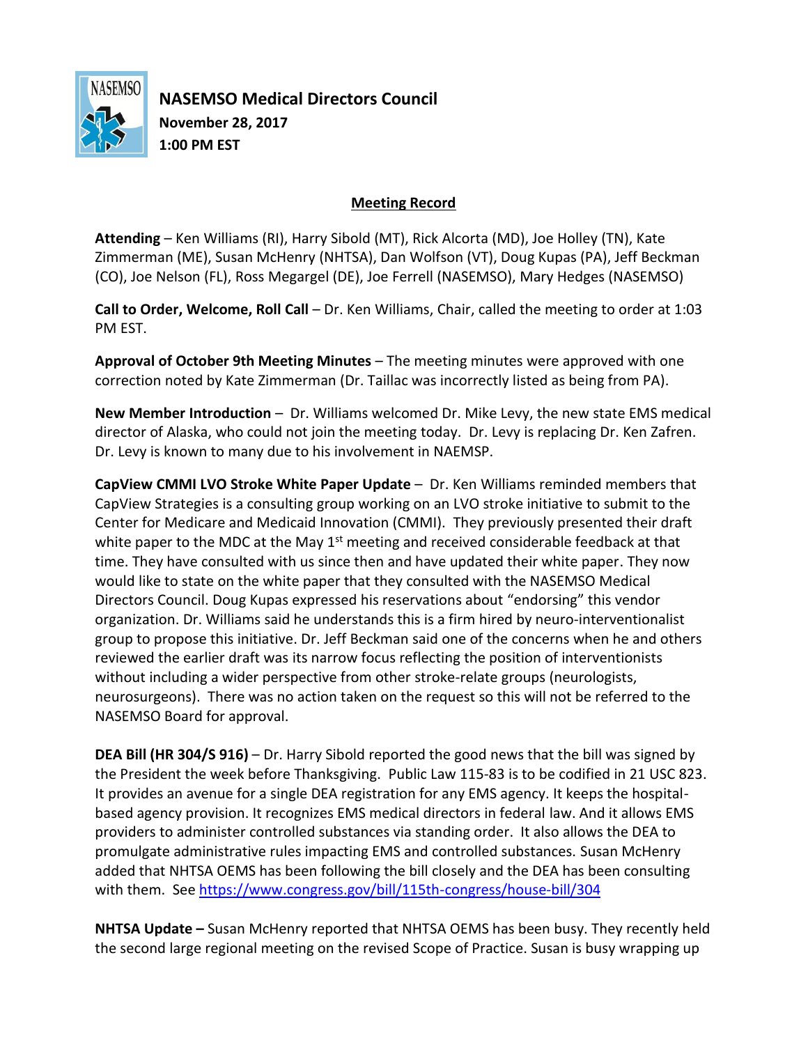# NASEMSO Medical Directors Council

**November 28, 2017**
**1:00 PM EST**

## Meeting Record

**Attending** – Ken Williams (RI), Harry Sibold (MT), Rick Alcorta (MD), Joe Holley (TN), Kate Zimmerman (ME), Susan McHenry (NHTSA), Dan Wolfson (VT), Doug Kupas (PA), Jeff Beckman (CO), Joe Nelson (FL), Ross Megargel (DE), Joe Ferrell (NASEMSO), Mary Hedges (NASEMSO)

**Call to Order, Welcome, Roll Call** – Dr. Ken Williams, Chair, called the meeting to order at 1:03 PM EST.

**Approval of October 9th Meeting Minutes** – The meeting minutes were approved with one correction noted by Kate Zimmerman (Dr. Taillac was incorrectly listed as being from PA).

**New Member Introduction** – Dr. Williams welcomed Dr. Mike Levy, the new state EMS medical director of Alaska, who could not join the meeting today. Dr. Levy is replacing Dr. Ken Zafren. Dr. Levy is known to many due to his involvement in NAEMSP.

**CapView CMMI LVO Stroke White Paper Update** – Dr. Ken Williams reminded members that CapView Strategies is a consulting group working on an LVO stroke initiative to submit to the Center for Medicare and Medicaid Innovation (CMMI). They previously presented their draft white paper to the MDC at the May 1st meeting and received considerable feedback at that time. They have consulted with us since then and have updated their white paper. They now would like to state on the white paper that they consulted with the NASEMSO Medical Directors Council. Doug Kupas expressed his reservations about "endorsing" this vendor organization. Dr. Williams said he understands this is a firm hired by neuro-interventionalist group to propose this initiative. Dr. Jeff Beckman said one of the concerns when he and others reviewed the earlier draft was its narrow focus reflecting the position of interventionists without including a wider perspective from other stroke-relate groups (neurologists, neurosurgeons). There was no action taken on the request so this will not be referred to the NASEMSO Board for approval.

**DEA Bill (HR 304/S 916)** – Dr. Harry Sibold reported the good news that the bill was signed by the President the week before Thanksgiving. Public Law 115-83 is to be codified in 21 USC 823. It provides an avenue for a single DEA registration for any EMS agency. It keeps the hospital-based agency provision. It recognizes EMS medical directors in federal law. And it allows EMS providers to administer controlled substances via standing order. It also allows the DEA to promulgate administrative rules impacting EMS and controlled substances. Susan McHenry added that NHTSA OEMS has been following the bill closely and the DEA has been consulting with them. See https://www.congress.gov/bill/115th-congress/house-bill/304

**NHTSA Update –** Susan McHenry reported that NHTSA OEMS has been busy. They recently held the second large regional meeting on the revised Scope of Practice. Susan is busy wrapping up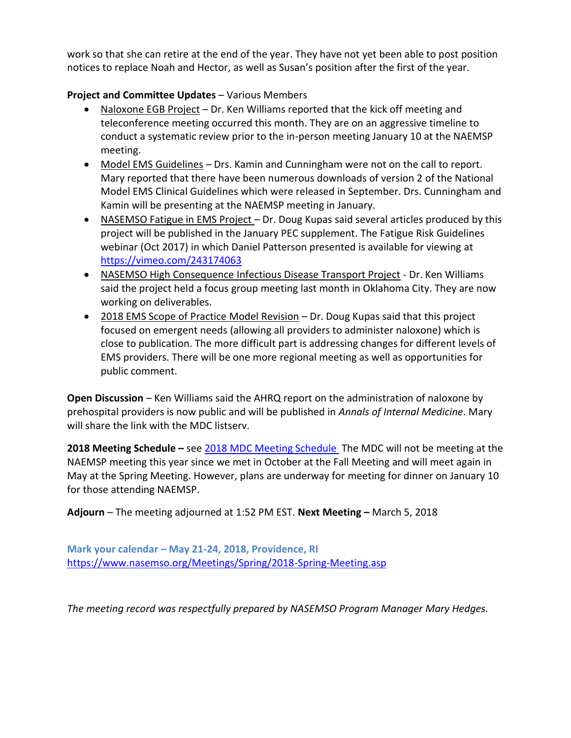work so that she can retire at the end of the year. They have not yet been able to post position notices to replace Noah and Hector, as well as Susan's position after the first of the year.

**Project and Committee Updates** – Various Members

- Naloxone EGB Project – Dr. Ken Williams reported that the kick off meeting and teleconference meeting occurred this month. They are on an aggressive timeline to conduct a systematic review prior to the in-person meeting January 10 at the NAEMSP meeting.
- Model EMS Guidelines – Drs. Kamin and Cunningham were not on the call to report. Mary reported that there have been numerous downloads of version 2 of the National Model EMS Clinical Guidelines which were released in September. Drs. Cunningham and Kamin will be presenting at the NAEMSP meeting in January.
- NASEMSO Fatigue in EMS Project – Dr. Doug Kupas said several articles produced by this project will be published in the January PEC supplement. The Fatigue Risk Guidelines webinar (Oct 2017) in which Daniel Patterson presented is available for viewing at https://vimeo.com/243174063
- NASEMSO High Consequence Infectious Disease Transport Project - Dr. Ken Williams said the project held a focus group meeting last month in Oklahoma City. They are now working on deliverables.
- 2018 EMS Scope of Practice Model Revision – Dr. Doug Kupas said that this project focused on emergent needs (allowing all providers to administer naloxone) which is close to publication. The more difficult part is addressing changes for different levels of EMS providers. There will be one more regional meeting as well as opportunities for public comment.

**Open Discussion** – Ken Williams said the AHRQ report on the administration of naloxone by prehospital providers is now public and will be published in *Annals of Internal Medicine*. Mary will share the link with the MDC listserv.

**2018 Meeting Schedule –** see 2018 MDC Meeting Schedule The MDC will not be meeting at the NAEMSP meeting this year since we met in October at the Fall Meeting and will meet again in May at the Spring Meeting. However, plans are underway for meeting for dinner on January 10 for those attending NAEMSP.

**Adjourn** – The meeting adjourned at 1:52 PM EST. **Next Meeting –** March 5, 2018

**Mark your calendar – May 21-24, 2018, Providence, RI**
https://www.nasemso.org/Meetings/Spring/2018-Spring-Meeting.asp

*The meeting record was respectfully prepared by NASEMSO Program Manager Mary Hedges.*